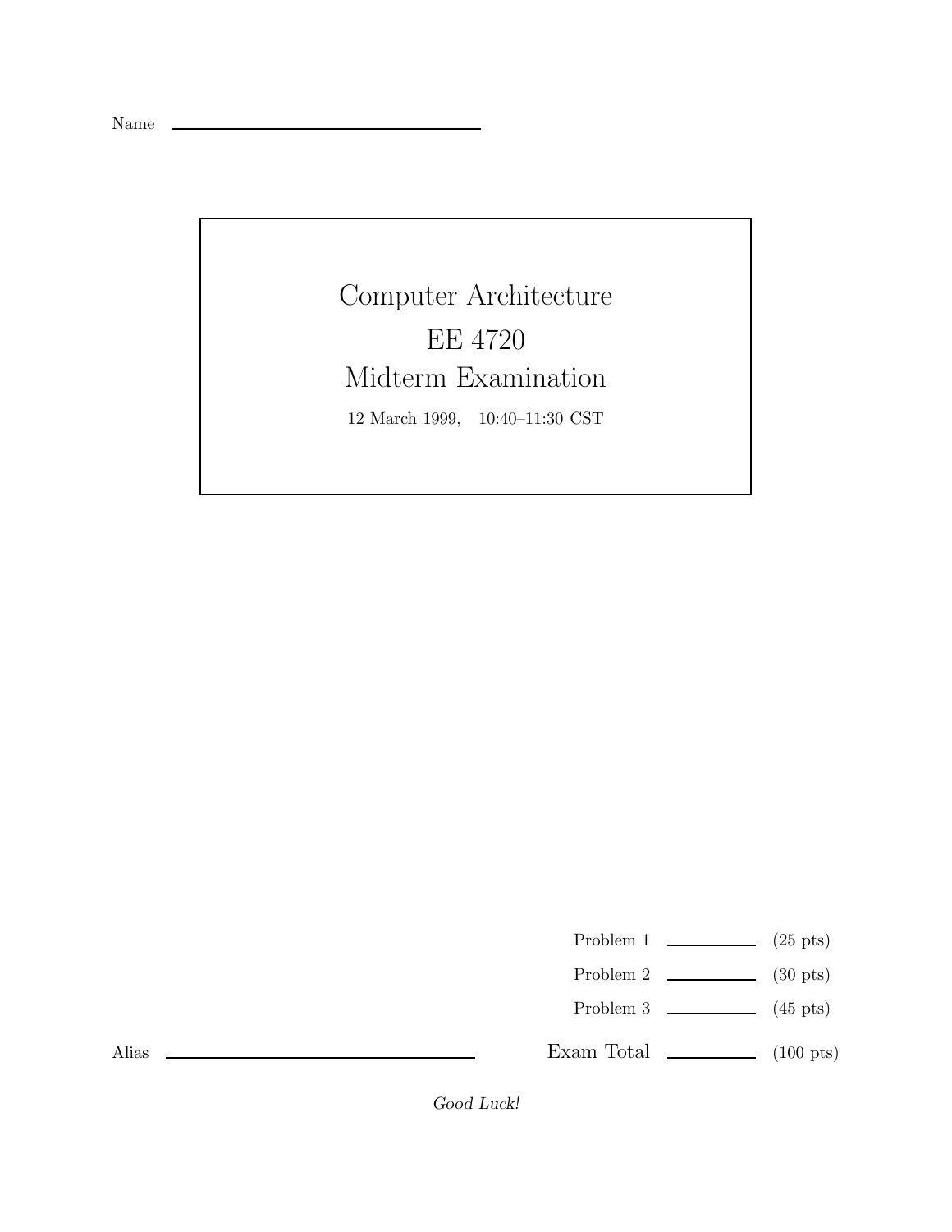Name ____________________

# Computer Architecture

# EE 4720

# Midterm Examination

12 March 1999, 10:40–11:30 CST

| | | |
|---|---|---|
| Problem 1 | ________ | (25 pts) |
| Problem 2 | ________ | (30 pts) |
| Problem 3 | ________ | (45 pts) |
| Exam Total | ________ | (100 pts) |

Alias ____________________

*Good Luck!*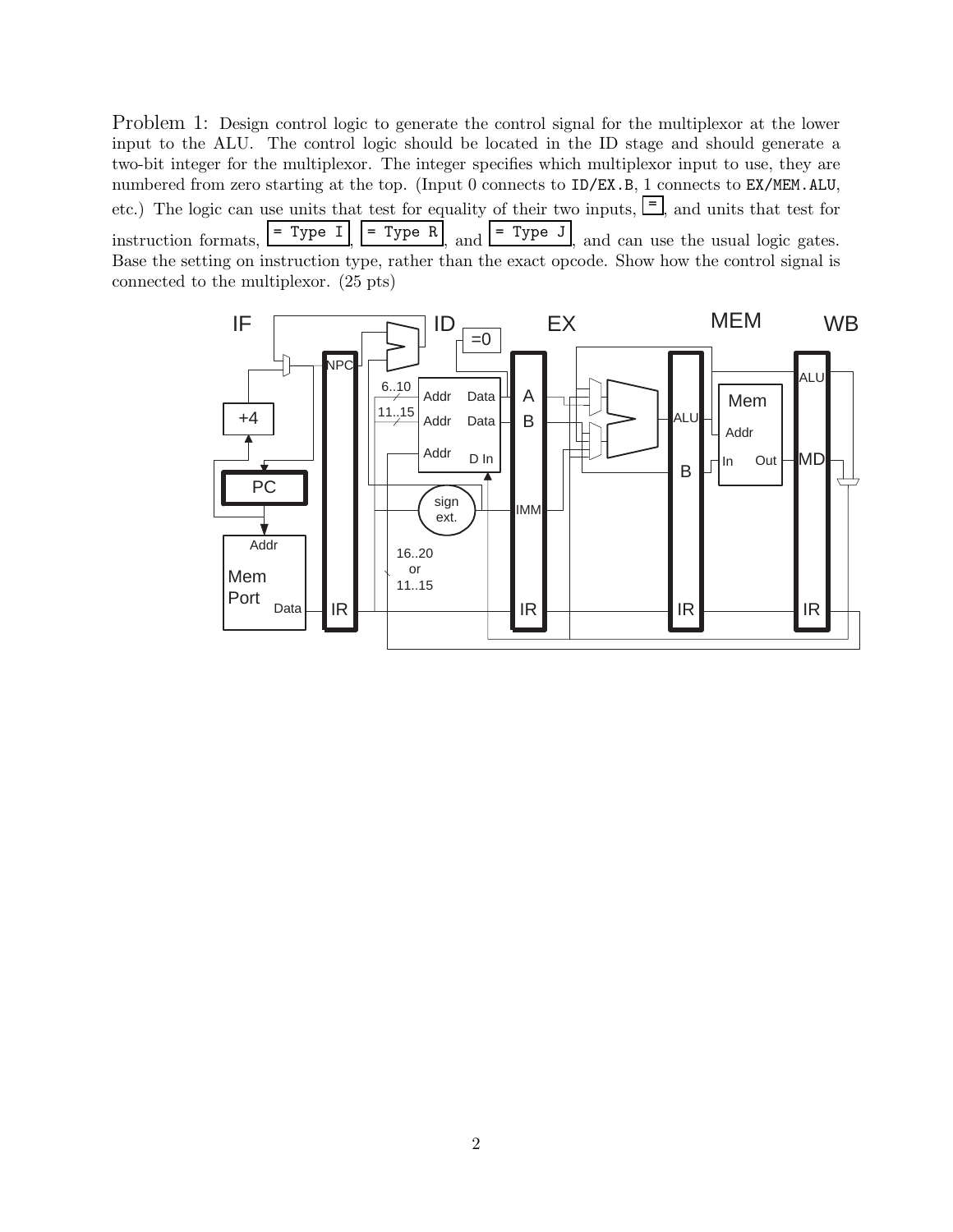Problem 1: Design control logic to generate the control signal for the multiplexor at the lower input to the ALU. The control logic should be located in the ID stage and should generate a two-bit integer for the multiplexor. The integer specifies which multiplexor input to use, they are numbered from zero starting at the top. (Input 0 connects to `ID/EX.B`, 1 connects to `EX/MEM.ALU`, etc.) The logic can use units that test for equality of their two inputs, `=`, and units that test for instruction formats, `= Type I`, `= Type R`, and `= Type J`, and can use the usual logic gates. Base the setting on instruction type, rather than the exact opcode. Show how the control signal is connected to the multiplexor. (25 pts)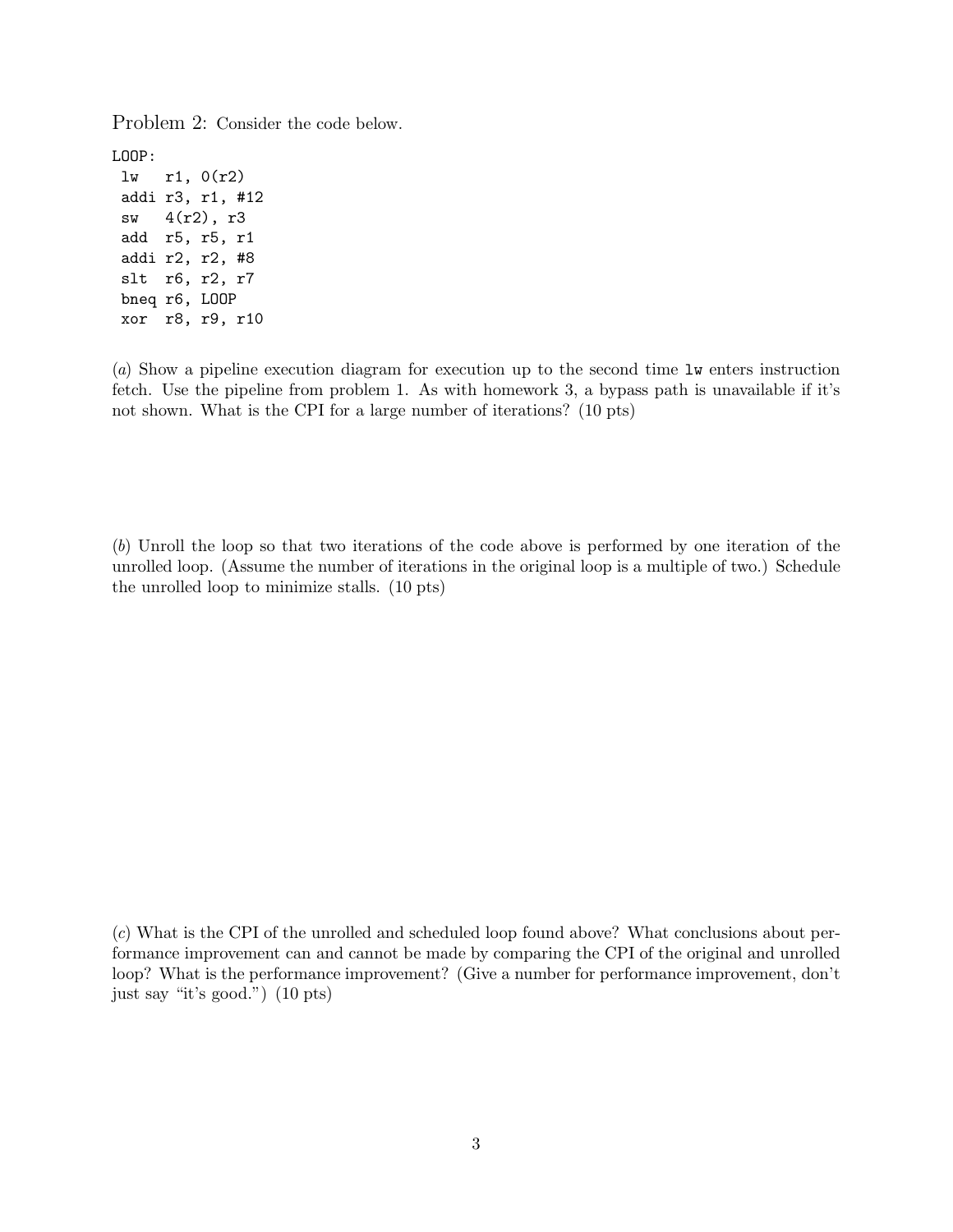Problem 2: Consider the code below.

```
LOOP:
 lw   r1, 0(r2)
 addi r3, r1, #12
 sw   4(r2), r3
 add  r5, r5, r1
 addi r2, r2, #8
 slt  r6, r2, r7
 bneq r6, LOOP
 xor  r8, r9, r10
```

(*a*) Show a pipeline execution diagram for execution up to the second time `lw` enters instruction fetch. Use the pipeline from problem 1. As with homework 3, a bypass path is unavailable if it's not shown. What is the CPI for a large number of iterations? (10 pts)

(*b*) Unroll the loop so that two iterations of the code above is performed by one iteration of the unrolled loop. (Assume the number of iterations in the original loop is a multiple of two.) Schedule the unrolled loop to minimize stalls. (10 pts)

(*c*) What is the CPI of the unrolled and scheduled loop found above? What conclusions about performance improvement can and cannot be made by comparing the CPI of the original and unrolled loop? What is the performance improvement? (Give a number for performance improvement, don't just say "it's good.") (10 pts)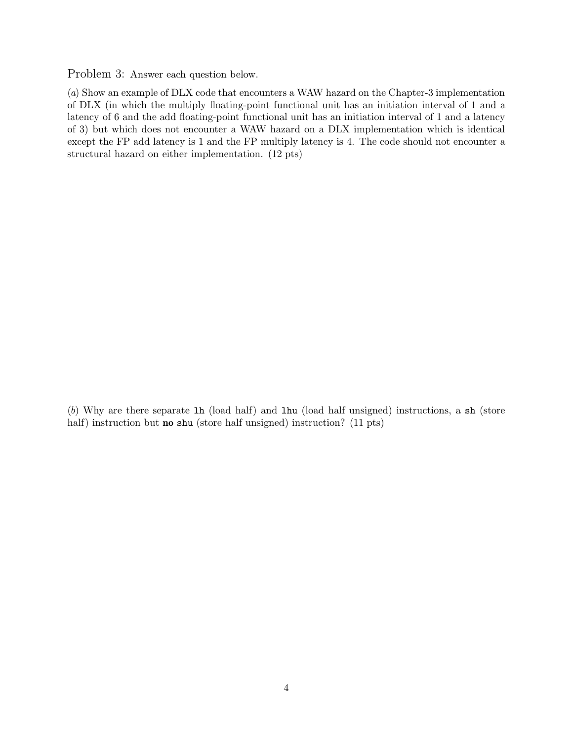Problem 3: Answer each question below.

(*a*) Show an example of DLX code that encounters a WAW hazard on the Chapter-3 implementation of DLX (in which the multiply floating-point functional unit has an initiation interval of 1 and a latency of 6 and the add floating-point functional unit has an initiation interval of 1 and a latency of 3) but which does not encounter a WAW hazard on a DLX implementation which is identical except the FP add latency is 1 and the FP multiply latency is 4. The code should not encounter a structural hazard on either implementation. (12 pts)

(*b*) Why are there separate `lh` (load half) and `lhu` (load half unsigned) instructions, a `sh` (store half) instruction but **no** `shu` (store half unsigned) instruction? (11 pts)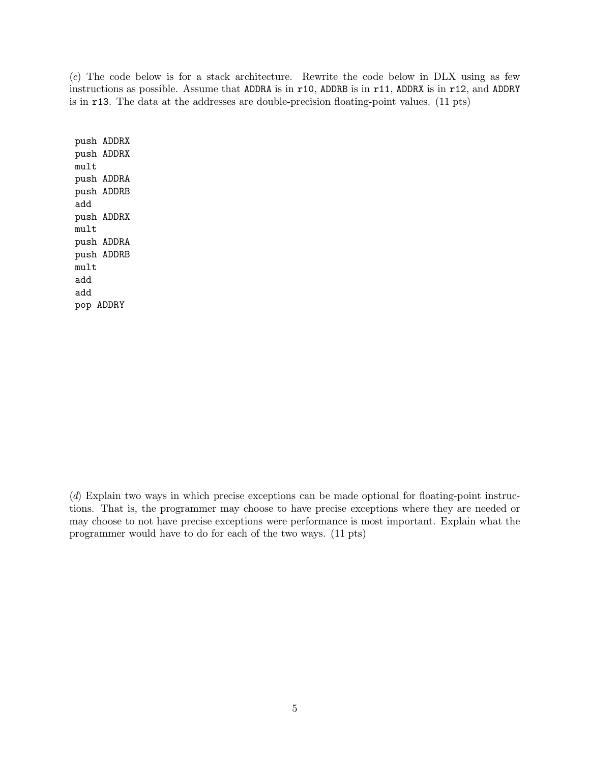(*c*) The code below is for a stack architecture. Rewrite the code below in DLX using as few instructions as possible. Assume that `ADDRA` is in `r10`, `ADDRB` is in `r11`, `ADDRX` is in `r12`, and `ADDRY` is in `r13`. The data at the addresses are double-precision floating-point values. (11 pts)

```
push ADDRX
push ADDRX
mult
push ADDRA
push ADDRB
add
push ADDRX
mult
push ADDRA
push ADDRB
mult
add
add
pop ADDRY
```

(*d*) Explain two ways in which precise exceptions can be made optional for floating-point instructions. That is, the programmer may choose to have precise exceptions where they are needed or may choose to not have precise exceptions were performance is most important. Explain what the programmer would have to do for each of the two ways. (11 pts)